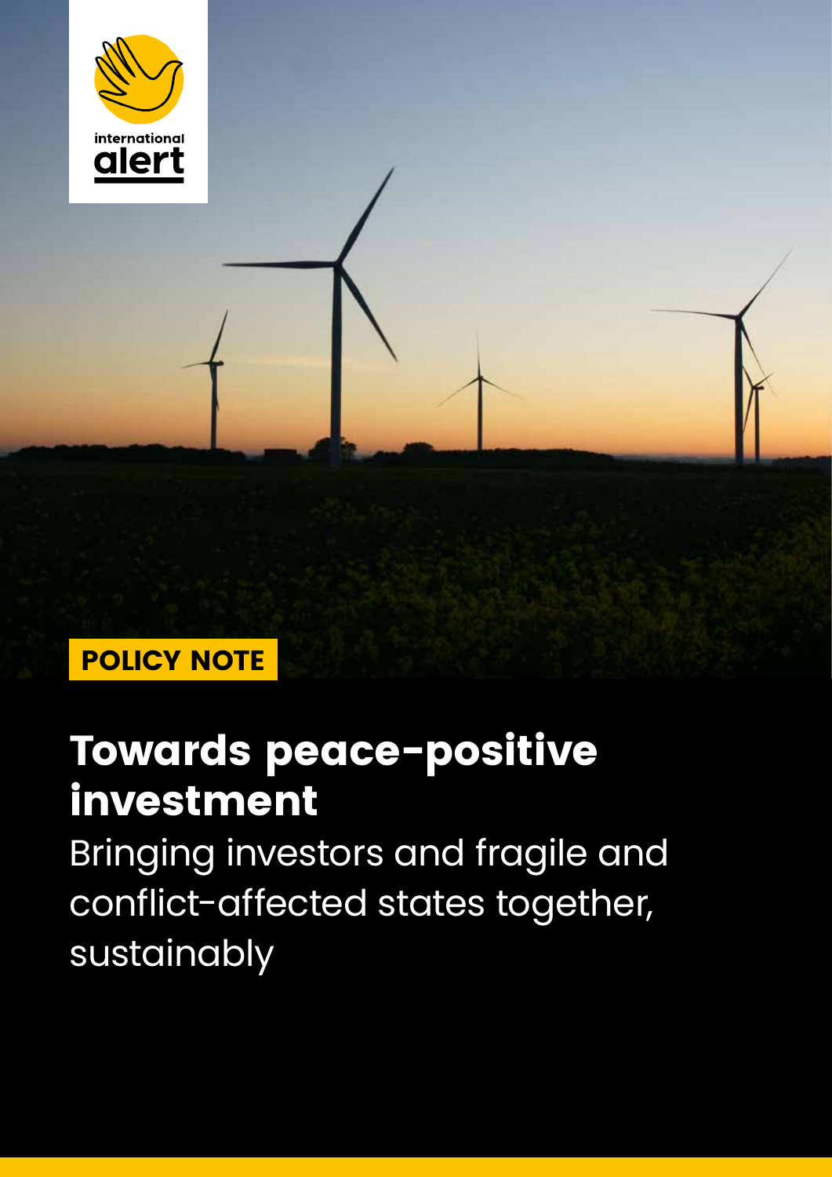international alert

POLICY NOTE

# Towards peace-positive investment

## Bringing investors and fragile and conflict-affected states together, sustainably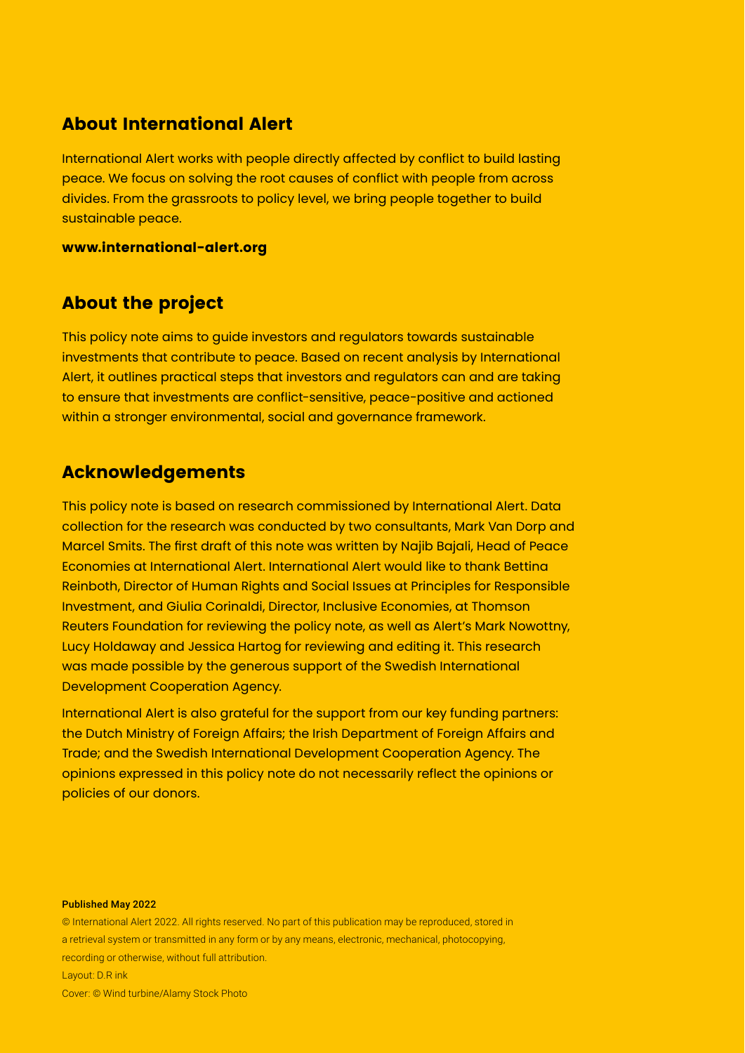## About International Alert

International Alert works with people directly affected by conflict to build lasting peace. We focus on solving the root causes of conflict with people from across divides. From the grassroots to policy level, we bring people together to build sustainable peace.

**www.international-alert.org**

## About the project

This policy note aims to guide investors and regulators towards sustainable investments that contribute to peace. Based on recent analysis by International Alert, it outlines practical steps that investors and regulators can and are taking to ensure that investments are conflict-sensitive, peace-positive and actioned within a stronger environmental, social and governance framework.

## Acknowledgements

This policy note is based on research commissioned by International Alert. Data collection for the research was conducted by two consultants, Mark Van Dorp and Marcel Smits. The first draft of this note was written by Najib Bajali, Head of Peace Economies at International Alert. International Alert would like to thank Bettina Reinboth, Director of Human Rights and Social Issues at Principles for Responsible Investment, and Giulia Corinaldi, Director, Inclusive Economies, at Thomson Reuters Foundation for reviewing the policy note, as well as Alert's Mark Nowottny, Lucy Holdaway and Jessica Hartog for reviewing and editing it. This research was made possible by the generous support of the Swedish International Development Cooperation Agency.

International Alert is also grateful for the support from our key funding partners: the Dutch Ministry of Foreign Affairs; the Irish Department of Foreign Affairs and Trade; and the Swedish International Development Cooperation Agency. The opinions expressed in this policy note do not necessarily reflect the opinions or policies of our donors.

**Published May 2022**

© International Alert 2022. All rights reserved. No part of this publication may be reproduced, stored in a retrieval system or transmitted in any form or by any means, electronic, mechanical, photocopying, recording or otherwise, without full attribution.

Layout: D.R ink

Cover: © Wind turbine/Alamy Stock Photo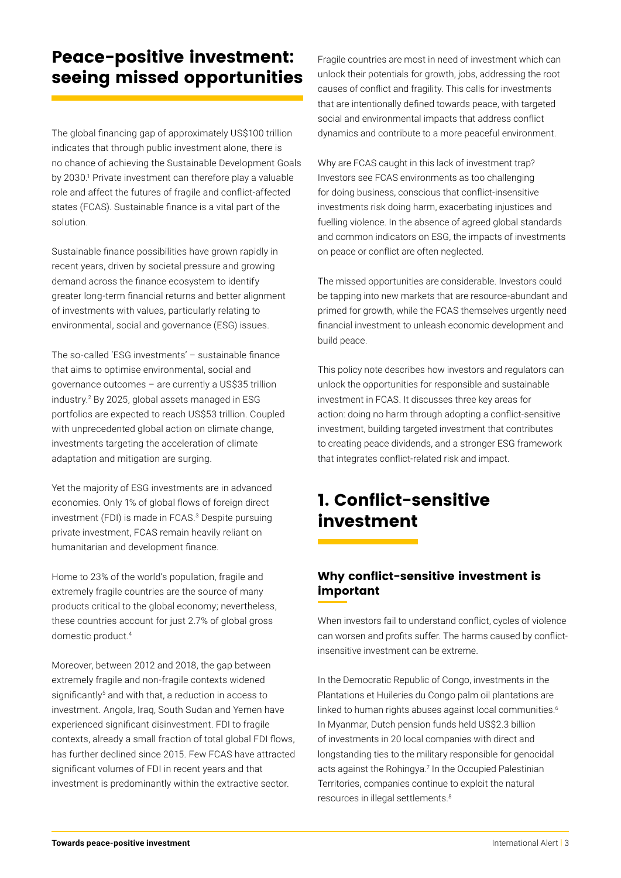# Peace-positive investment: seeing missed opportunities

The global financing gap of approximately US$100 trillion indicates that through public investment alone, there is no chance of achieving the Sustainable Development Goals by 2030.[1] Private investment can therefore play a valuable role and affect the futures of fragile and conflict-affected states (FCAS). Sustainable finance is a vital part of the solution.

Sustainable finance possibilities have grown rapidly in recent years, driven by societal pressure and growing demand across the finance ecosystem to identify greater long-term financial returns and better alignment of investments with values, particularly relating to environmental, social and governance (ESG) issues.

The so-called 'ESG investments' – sustainable finance that aims to optimise environmental, social and governance outcomes – are currently a US$35 trillion industry.[2] By 2025, global assets managed in ESG portfolios are expected to reach US$53 trillion. Coupled with unprecedented global action on climate change, investments targeting the acceleration of climate adaptation and mitigation are surging.

Yet the majority of ESG investments are in advanced economies. Only 1% of global flows of foreign direct investment (FDI) is made in FCAS.[3] Despite pursuing private investment, FCAS remain heavily reliant on humanitarian and development finance.

Home to 23% of the world's population, fragile and extremely fragile countries are the source of many products critical to the global economy; nevertheless, these countries account for just 2.7% of global gross domestic product.[4]

Moreover, between 2012 and 2018, the gap between extremely fragile and non-fragile contexts widened significantly[5] and with that, a reduction in access to investment. Angola, Iraq, South Sudan and Yemen have experienced significant disinvestment. FDI to fragile contexts, already a small fraction of total global FDI flows, has further declined since 2015. Few FCAS have attracted significant volumes of FDI in recent years and that investment is predominantly within the extractive sector.

Fragile countries are most in need of investment which can unlock their potentials for growth, jobs, addressing the root causes of conflict and fragility. This calls for investments that are intentionally defined towards peace, with targeted social and environmental impacts that address conflict dynamics and contribute to a more peaceful environment.

Why are FCAS caught in this lack of investment trap? Investors see FCAS environments as too challenging for doing business, conscious that conflict-insensitive investments risk doing harm, exacerbating injustices and fuelling violence. In the absence of agreed global standards and common indicators on ESG, the impacts of investments on peace or conflict are often neglected.

The missed opportunities are considerable. Investors could be tapping into new markets that are resource-abundant and primed for growth, while the FCAS themselves urgently need financial investment to unleash economic development and build peace.

This policy note describes how investors and regulators can unlock the opportunities for responsible and sustainable investment in FCAS. It discusses three key areas for action: doing no harm through adopting a conflict-sensitive investment, building targeted investment that contributes to creating peace dividends, and a stronger ESG framework that integrates conflict-related risk and impact.

# 1. Conflict-sensitive investment

## Why conflict-sensitive investment is important

When investors fail to understand conflict, cycles of violence can worsen and profits suffer. The harms caused by conflict-insensitive investment can be extreme.

In the Democratic Republic of Congo, investments in the Plantations et Huileries du Congo palm oil plantations are linked to human rights abuses against local communities.[6] In Myanmar, Dutch pension funds held US$2.3 billion of investments in 20 local companies with direct and longstanding ties to the military responsible for genocidal acts against the Rohingya.[7] In the Occupied Palestinian Territories, companies continue to exploit the natural resources in illegal settlements.[8]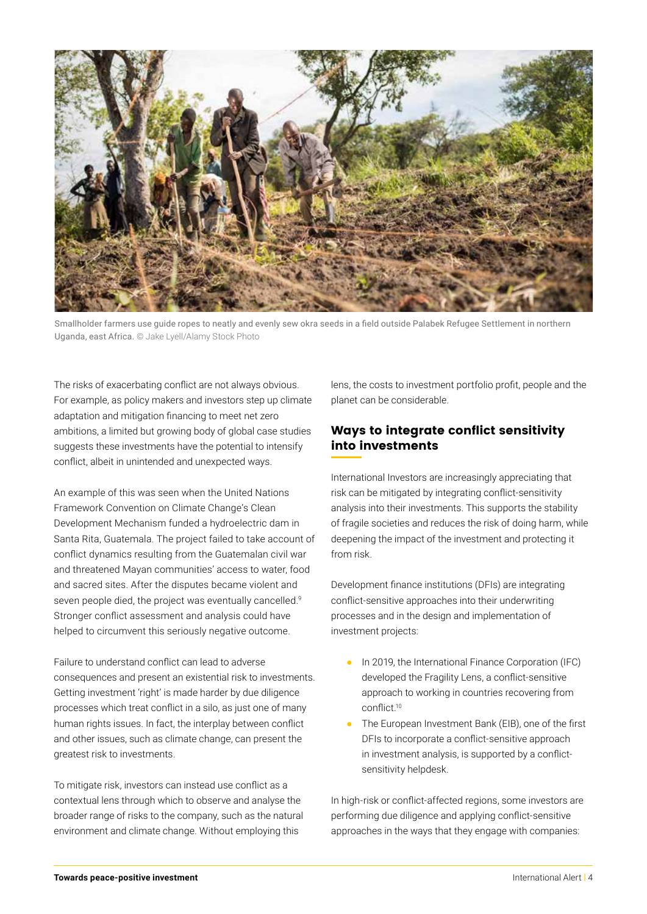Smallholder farmers use guide ropes to neatly and evenly sew okra seeds in a field outside Palabek Refugee Settlement in northern Uganda, east Africa. © Jake Lyell/Alamy Stock Photo

The risks of exacerbating conflict are not always obvious. For example, as policy makers and investors step up climate adaptation and mitigation financing to meet net zero ambitions, a limited but growing body of global case studies suggests these investments have the potential to intensify conflict, albeit in unintended and unexpected ways.

An example of this was seen when the United Nations Framework Convention on Climate Change's Clean Development Mechanism funded a hydroelectric dam in Santa Rita, Guatemala. The project failed to take account of conflict dynamics resulting from the Guatemalan civil war and threatened Mayan communities' access to water, food and sacred sites. After the disputes became violent and seven people died, the project was eventually cancelled.[9] Stronger conflict assessment and analysis could have helped to circumvent this seriously negative outcome.

Failure to understand conflict can lead to adverse consequences and present an existential risk to investments. Getting investment 'right' is made harder by due diligence processes which treat conflict in a silo, as just one of many human rights issues. In fact, the interplay between conflict and other issues, such as climate change, can present the greatest risk to investments.

To mitigate risk, investors can instead use conflict as a contextual lens through which to observe and analyse the broader range of risks to the company, such as the natural environment and climate change. Without employing this lens, the costs to investment portfolio profit, people and the planet can be considerable.

## Ways to integrate conflict sensitivity into investments

International Investors are increasingly appreciating that risk can be mitigated by integrating conflict-sensitivity analysis into their investments. This supports the stability of fragile societies and reduces the risk of doing harm, while deepening the impact of the investment and protecting it from risk.

Development finance institutions (DFIs) are integrating conflict-sensitive approaches into their underwriting processes and in the design and implementation of investment projects:

- In 2019, the International Finance Corporation (IFC) developed the Fragility Lens, a conflict-sensitive approach to working in countries recovering from conflict.[10]
- The European Investment Bank (EIB), one of the first DFIs to incorporate a conflict-sensitive approach in investment analysis, is supported by a conflict-sensitivity helpdesk.

In high-risk or conflict-affected regions, some investors are performing due diligence and applying conflict-sensitive approaches in the ways that they engage with companies: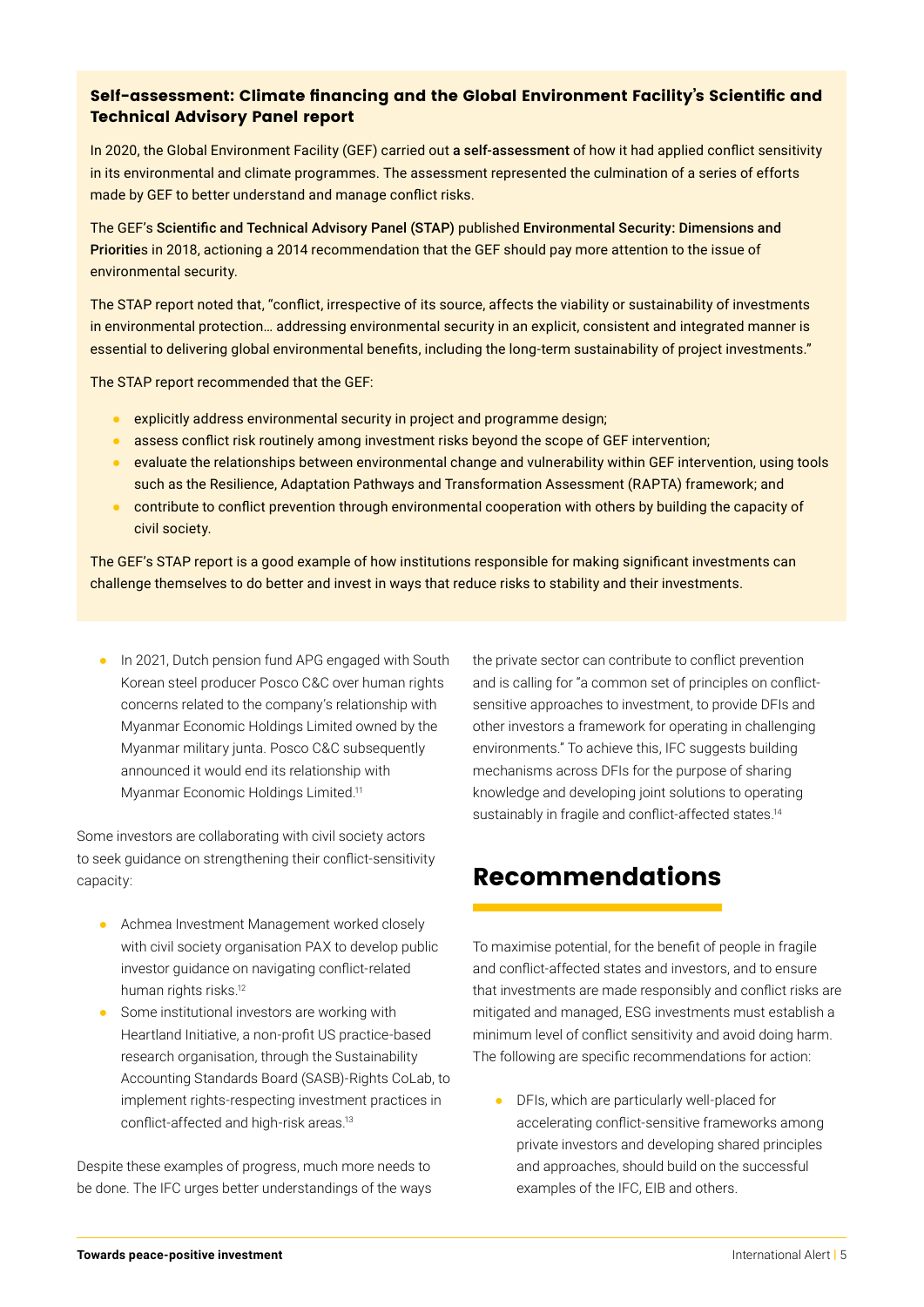### Self-assessment: Climate financing and the Global Environment Facility's Scientific and Technical Advisory Panel report

In 2020, the Global Environment Facility (GEF) carried out **a self-assessment** of how it had applied conflict sensitivity in its environmental and climate programmes. The assessment represented the culmination of a series of efforts made by GEF to better understand and manage conflict risks.

The GEF's **Scientific and Technical Advisory Panel (STAP)** published **Environmental Security: Dimensions and Prioritie**s in 2018, actioning a 2014 recommendation that the GEF should pay more attention to the issue of environmental security.

The STAP report noted that, "conflict, irrespective of its source, affects the viability or sustainability of investments in environmental protection… addressing environmental security in an explicit, consistent and integrated manner is essential to delivering global environmental benefits, including the long-term sustainability of project investments."

The STAP report recommended that the GEF:

- explicitly address environmental security in project and programme design;
- assess conflict risk routinely among investment risks beyond the scope of GEF intervention;
- evaluate the relationships between environmental change and vulnerability within GEF intervention, using tools such as the Resilience, Adaptation Pathways and Transformation Assessment (RAPTA) framework; and
- contribute to conflict prevention through environmental cooperation with others by building the capacity of civil society.

The GEF's STAP report is a good example of how institutions responsible for making significant investments can challenge themselves to do better and invest in ways that reduce risks to stability and their investments.

- In 2021, Dutch pension fund APG engaged with South Korean steel producer Posco C&C over human rights concerns related to the company's relationship with Myanmar Economic Holdings Limited owned by the Myanmar military junta. Posco C&C subsequently announced it would end its relationship with Myanmar Economic Holdings Limited.[11]

Some investors are collaborating with civil society actors to seek guidance on strengthening their conflict-sensitivity capacity:

- Achmea Investment Management worked closely with civil society organisation PAX to develop public investor guidance on navigating conflict-related human rights risks.[12]
- Some institutional investors are working with Heartland Initiative, a non-profit US practice-based research organisation, through the Sustainability Accounting Standards Board (SASB)-Rights CoLab, to implement rights-respecting investment practices in conflict-affected and high-risk areas.[13]

Despite these examples of progress, much more needs to be done. The IFC urges better understandings of the ways the private sector can contribute to conflict prevention and is calling for "a common set of principles on conflict-sensitive approaches to investment, to provide DFIs and other investors a framework for operating in challenging environments." To achieve this, IFC suggests building mechanisms across DFIs for the purpose of sharing knowledge and developing joint solutions to operating sustainably in fragile and conflict-affected states.[14]

## Recommendations

To maximise potential, for the benefit of people in fragile and conflict-affected states and investors, and to ensure that investments are made responsibly and conflict risks are mitigated and managed, ESG investments must establish a minimum level of conflict sensitivity and avoid doing harm. The following are specific recommendations for action:

- DFIs, which are particularly well-placed for accelerating conflict-sensitive frameworks among private investors and developing shared principles and approaches, should build on the successful examples of the IFC, EIB and others.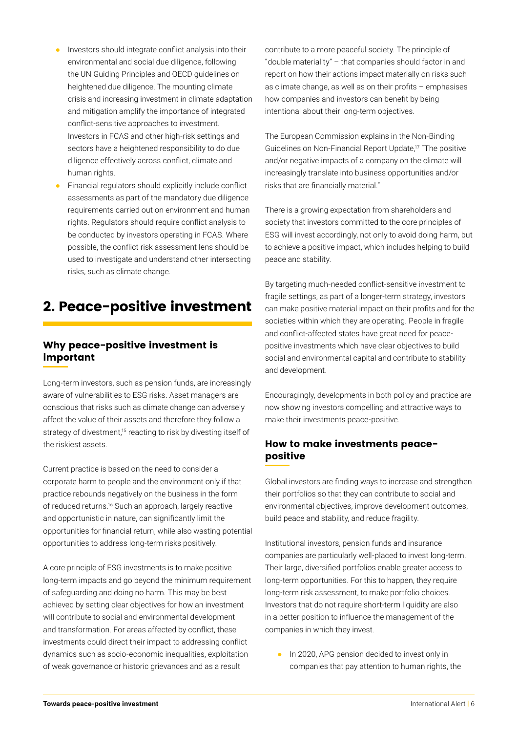- Investors should integrate conflict analysis into their environmental and social due diligence, following the UN Guiding Principles and OECD guidelines on heightened due diligence. The mounting climate crisis and increasing investment in climate adaptation and mitigation amplify the importance of integrated conflict-sensitive approaches to investment. Investors in FCAS and other high-risk settings and sectors have a heightened responsibility to do due diligence effectively across conflict, climate and human rights.
- Financial regulators should explicitly include conflict assessments as part of the mandatory due diligence requirements carried out on environment and human rights. Regulators should require conflict analysis to be conducted by investors operating in FCAS. Where possible, the conflict risk assessment lens should be used to investigate and understand other intersecting risks, such as climate change.

## 2. Peace-positive investment

### Why peace-positive investment is important

Long-term investors, such as pension funds, are increasingly aware of vulnerabilities to ESG risks. Asset managers are conscious that risks such as climate change can adversely affect the value of their assets and therefore they follow a strategy of divestment,[15] reacting to risk by divesting itself of the riskiest assets.

Current practice is based on the need to consider a corporate harm to people and the environment only if that practice rebounds negatively on the business in the form of reduced returns.[16] Such an approach, largely reactive and opportunistic in nature, can significantly limit the opportunities for financial return, while also wasting potential opportunities to address long-term risks positively.

A core principle of ESG investments is to make positive long-term impacts and go beyond the minimum requirement of safeguarding and doing no harm. This may be best achieved by setting clear objectives for how an investment will contribute to social and environmental development and transformation. For areas affected by conflict, these investments could direct their impact to addressing conflict dynamics such as socio-economic inequalities, exploitation of weak governance or historic grievances and as a result contribute to a more peaceful society. The principle of "double materiality" – that companies should factor in and report on how their actions impact materially on risks such as climate change, as well as on their profits – emphasises how companies and investors can benefit by being intentional about their long-term objectives.

The European Commission explains in the Non-Binding Guidelines on Non-Financial Report Update,[17] "The positive and/or negative impacts of a company on the climate will increasingly translate into business opportunities and/or risks that are financially material."

There is a growing expectation from shareholders and society that investors committed to the core principles of ESG will invest accordingly, not only to avoid doing harm, but to achieve a positive impact, which includes helping to build peace and stability.

By targeting much-needed conflict-sensitive investment to fragile settings, as part of a longer-term strategy, investors can make positive material impact on their profits and for the societies within which they are operating. People in fragile and conflict-affected states have great need for peace-positive investments which have clear objectives to build social and environmental capital and contribute to stability and development.

Encouragingly, developments in both policy and practice are now showing investors compelling and attractive ways to make their investments peace-positive.

### How to make investments peace-positive

Global investors are finding ways to increase and strengthen their portfolios so that they can contribute to social and environmental objectives, improve development outcomes, build peace and stability, and reduce fragility.

Institutional investors, pension funds and insurance companies are particularly well-placed to invest long-term. Their large, diversified portfolios enable greater access to long-term opportunities. For this to happen, they require long-term risk assessment, to make portfolio choices. Investors that do not require short-term liquidity are also in a better position to influence the management of the companies in which they invest.

- In 2020, APG pension decided to invest only in companies that pay attention to human rights, the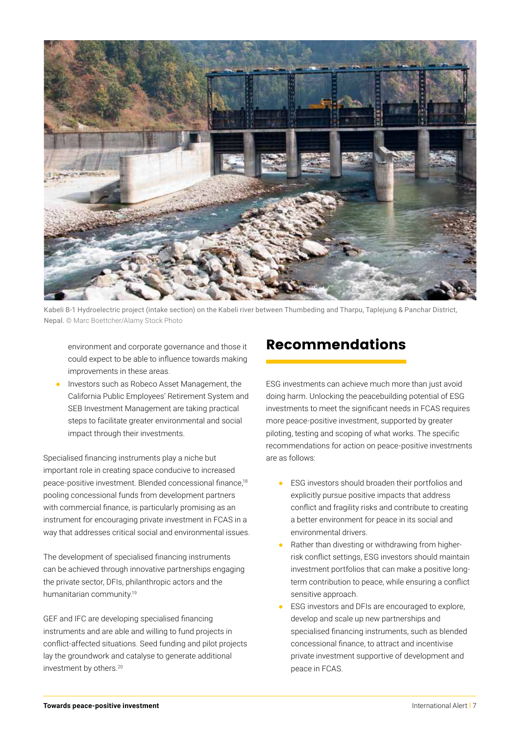Kabeli B-1 Hydroelectric project (intake section) on the Kabeli river between Thumbeding and Tharpu, Taplejung & Panchar District, Nepal. © Marc Boettcher/Alamy Stock Photo

environment and corporate governance and those it could expect to be able to influence towards making improvements in these areas.

- Investors such as Robeco Asset Management, the California Public Employees' Retirement System and SEB Investment Management are taking practical steps to facilitate greater environmental and social impact through their investments.

Specialised financing instruments play a niche but important role in creating space conducive to increased peace-positive investment. Blended concessional finance,[18] pooling concessional funds from development partners with commercial finance, is particularly promising as an instrument for encouraging private investment in FCAS in a way that addresses critical social and environmental issues.

The development of specialised financing instruments can be achieved through innovative partnerships engaging the private sector, DFIs, philanthropic actors and the humanitarian community.[19]

GEF and IFC are developing specialised financing instruments and are able and willing to fund projects in conflict-affected situations. Seed funding and pilot projects lay the groundwork and catalyse to generate additional investment by others.[20]

## Recommendations

ESG investments can achieve much more than just avoid doing harm. Unlocking the peacebuilding potential of ESG investments to meet the significant needs in FCAS requires more peace-positive investment, supported by greater piloting, testing and scoping of what works. The specific recommendations for action on peace-positive investments are as follows:

- ESG investors should broaden their portfolios and explicitly pursue positive impacts that address conflict and fragility risks and contribute to creating a better environment for peace in its social and environmental drivers.
- Rather than divesting or withdrawing from higher-risk conflict settings, ESG investors should maintain investment portfolios that can make a positive long-term contribution to peace, while ensuring a conflict sensitive approach.
- ESG investors and DFIs are encouraged to explore, develop and scale up new partnerships and specialised financing instruments, such as blended concessional finance, to attract and incentivise private investment supportive of development and peace in FCAS.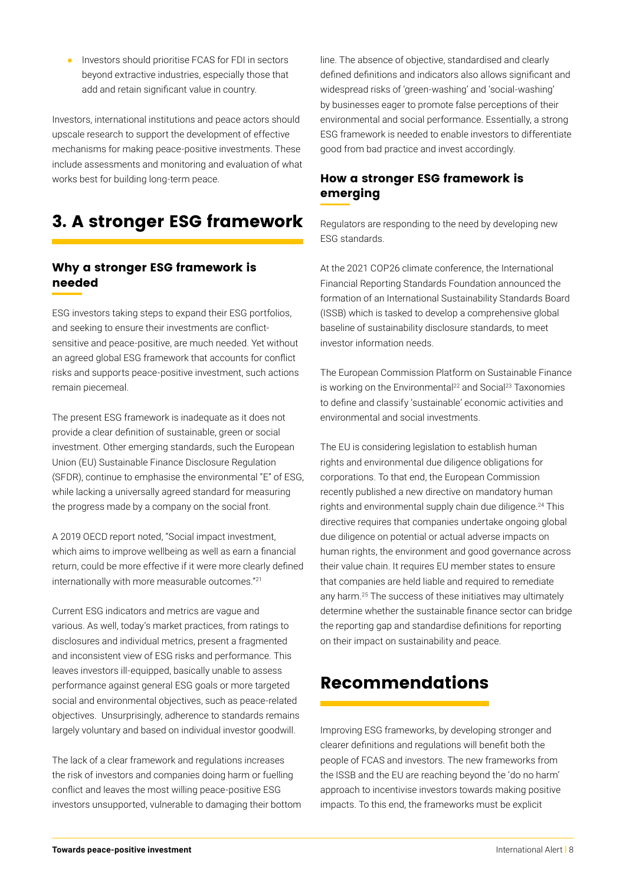- Investors should prioritise FCAS for FDI in sectors beyond extractive industries, especially those that add and retain significant value in country.

Investors, international institutions and peace actors should upscale research to support the development of effective mechanisms for making peace-positive investments. These include assessments and monitoring and evaluation of what works best for building long-term peace.

## 3. A stronger ESG framework

### Why a stronger ESG framework is needed

ESG investors taking steps to expand their ESG portfolios, and seeking to ensure their investments are conflict-sensitive and peace-positive, are much needed. Yet without an agreed global ESG framework that accounts for conflict risks and supports peace-positive investment, such actions remain piecemeal.

The present ESG framework is inadequate as it does not provide a clear definition of sustainable, green or social investment. Other emerging standards, such the European Union (EU) Sustainable Finance Disclosure Regulation (SFDR), continue to emphasise the environmental "E" of ESG, while lacking a universally agreed standard for measuring the progress made by a company on the social front.

A 2019 OECD report noted, "Social impact investment, which aims to improve wellbeing as well as earn a financial return, could be more effective if it were more clearly defined internationally with more measurable outcomes."[21]

Current ESG indicators and metrics are vague and various. As well, today's market practices, from ratings to disclosures and individual metrics, present a fragmented and inconsistent view of ESG risks and performance. This leaves investors ill-equipped, basically unable to assess performance against general ESG goals or more targeted social and environmental objectives, such as peace-related objectives. Unsurprisingly, adherence to standards remains largely voluntary and based on individual investor goodwill.

The lack of a clear framework and regulations increases the risk of investors and companies doing harm or fuelling conflict and leaves the most willing peace-positive ESG investors unsupported, vulnerable to damaging their bottom line. The absence of objective, standardised and clearly defined definitions and indicators also allows significant and widespread risks of 'green-washing' and 'social-washing' by businesses eager to promote false perceptions of their environmental and social performance. Essentially, a strong ESG framework is needed to enable investors to differentiate good from bad practice and invest accordingly.

### How a stronger ESG framework is emerging

Regulators are responding to the need by developing new ESG standards.

At the 2021 COP26 climate conference, the International Financial Reporting Standards Foundation announced the formation of an International Sustainability Standards Board (ISSB) which is tasked to develop a comprehensive global baseline of sustainability disclosure standards, to meet investor information needs.

The European Commission Platform on Sustainable Finance is working on the Environmental[22] and Social[23] Taxonomies to define and classify 'sustainable' economic activities and environmental and social investments.

The EU is considering legislation to establish human rights and environmental due diligence obligations for corporations. To that end, the European Commission recently published a new directive on mandatory human rights and environmental supply chain due diligence.[24] This directive requires that companies undertake ongoing global due diligence on potential or actual adverse impacts on human rights, the environment and good governance across their value chain. It requires EU member states to ensure that companies are held liable and required to remediate any harm.[25] The success of these initiatives may ultimately determine whether the sustainable finance sector can bridge the reporting gap and standardise definitions for reporting on their impact on sustainability and peace.

## Recommendations

Improving ESG frameworks, by developing stronger and clearer definitions and regulations will benefit both the people of FCAS and investors. The new frameworks from the ISSB and the EU are reaching beyond the 'do no harm' approach to incentivise investors towards making positive impacts. To this end, the frameworks must be explicit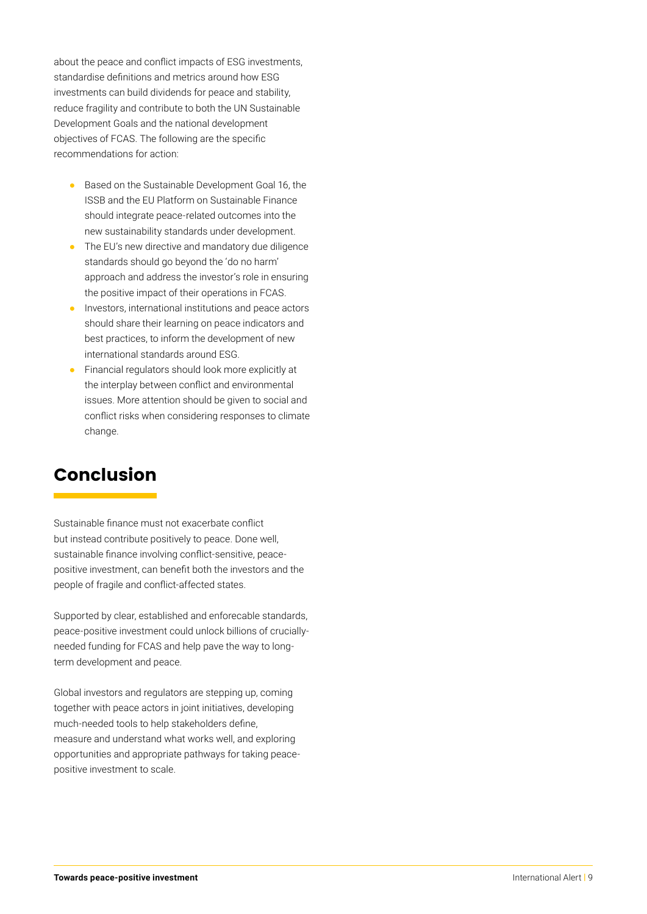about the peace and conflict impacts of ESG investments, standardise definitions and metrics around how ESG investments can build dividends for peace and stability, reduce fragility and contribute to both the UN Sustainable Development Goals and the national development objectives of FCAS. The following are the specific recommendations for action:

- Based on the Sustainable Development Goal 16, the ISSB and the EU Platform on Sustainable Finance should integrate peace-related outcomes into the new sustainability standards under development.
- The EU's new directive and mandatory due diligence standards should go beyond the 'do no harm' approach and address the investor's role in ensuring the positive impact of their operations in FCAS.
- Investors, international institutions and peace actors should share their learning on peace indicators and best practices, to inform the development of new international standards around ESG.
- Financial regulators should look more explicitly at the interplay between conflict and environmental issues. More attention should be given to social and conflict risks when considering responses to climate change.

## Conclusion

Sustainable finance must not exacerbate conflict but instead contribute positively to peace. Done well, sustainable finance involving conflict-sensitive, peace-positive investment, can benefit both the investors and the people of fragile and conflict-affected states.

Supported by clear, established and enforecable standards, peace-positive investment could unlock billions of crucially-needed funding for FCAS and help pave the way to long-term development and peace.

Global investors and regulators are stepping up, coming together with peace actors in joint initiatives, developing much-needed tools to help stakeholders define, measure and understand what works well, and exploring opportunities and appropriate pathways for taking peace-positive investment to scale.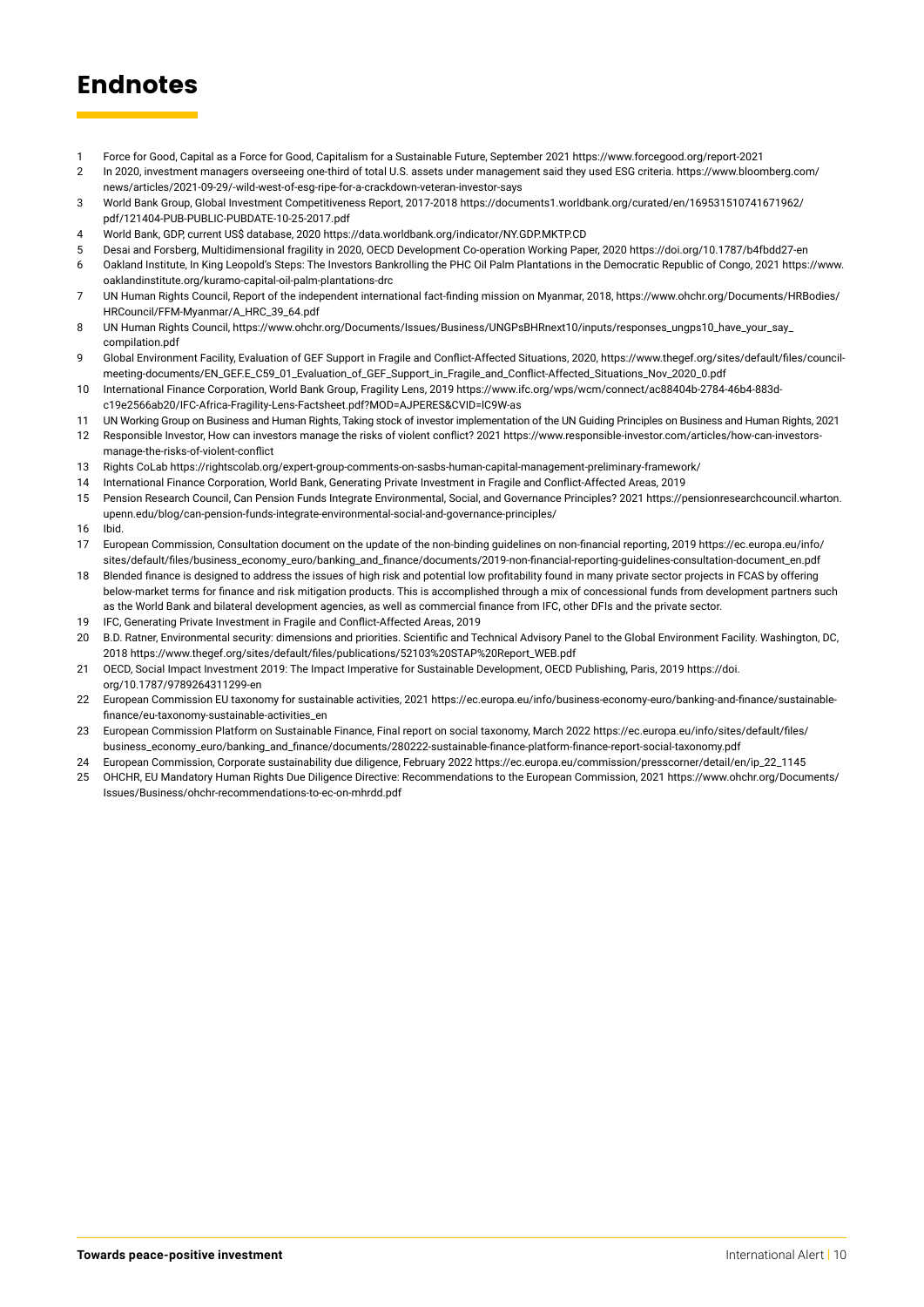# Endnotes

1. Force for Good, Capital as a Force for Good, Capitalism for a Sustainable Future, September 2021 https://www.forcegood.org/report-2021
2. In 2020, investment managers overseeing one-third of total U.S. assets under management said they used ESG criteria. https://www.bloomberg.com/news/articles/2021-09-29/-wild-west-of-esg-ripe-for-a-crackdown-veteran-investor-says
3. World Bank Group, Global Investment Competitiveness Report, 2017-2018 https://documents1.worldbank.org/curated/en/169531510741671962/pdf/121404-PUB-PUBLIC-PUBDATE-10-25-2017.pdf
4. World Bank, GDP, current US$ database, 2020 https://data.worldbank.org/indicator/NY.GDP.MKTP.CD
5. Desai and Forsberg, Multidimensional fragility in 2020, OECD Development Co-operation Working Paper, 2020 https://doi.org/10.1787/b4fbdd27-en
6. Oakland Institute, In King Leopold's Steps: The Investors Bankrolling the PHC Oil Palm Plantations in the Democratic Republic of Congo, 2021 https://www.oaklandinstitute.org/kuramo-capital-oil-palm-plantations-drc
7. UN Human Rights Council, Report of the independent international fact-finding mission on Myanmar, 2018, https://www.ohchr.org/Documents/HRBodies/HRCouncil/FFM-Myanmar/A_HRC_39_64.pdf
8. UN Human Rights Council, https://www.ohchr.org/Documents/Issues/Business/UNGPsBHRnext10/inputs/responses_ungps10_have_your_say_compilation.pdf
9. Global Environment Facility, Evaluation of GEF Support in Fragile and Conflict-Affected Situations, 2020, https://www.thegef.org/sites/default/files/council-meeting-documents/EN_GEF.E_C59_01_Evaluation_of_GEF_Support_in_Fragile_and_Conflict-Affected_Situations_Nov_2020_0.pdf
10. International Finance Corporation, World Bank Group, Fragility Lens, 2019 https://www.ifc.org/wps/wcm/connect/ac88404b-2784-46b4-883d-c19e2566ab20/IFC-Africa-Fragility-Lens-Factsheet.pdf?MOD=AJPERES&CVID=lC9W-as
11. UN Working Group on Business and Human Rights, Taking stock of investor implementation of the UN Guiding Principles on Business and Human Rights, 2021
12. Responsible Investor, How can investors manage the risks of violent conflict? 2021 https://www.responsible-investor.com/articles/how-can-investors-manage-the-risks-of-violent-conflict
13. Rights CoLab https://rightscolab.org/expert-group-comments-on-sasbs-human-capital-management-preliminary-framework/
14. International Finance Corporation, World Bank, Generating Private Investment in Fragile and Conflict-Affected Areas, 2019
15. Pension Research Council, Can Pension Funds Integrate Environmental, Social, and Governance Principles? 2021 https://pensionresearchcouncil.wharton.upenn.edu/blog/can-pension-funds-integrate-environmental-social-and-governance-principles/
16. Ibid.
17. European Commission, Consultation document on the update of the non-binding guidelines on non-financial reporting, 2019 https://ec.europa.eu/info/sites/default/files/business_economy_euro/banking_and_finance/documents/2019-non-financial-reporting-guidelines-consultation-document_en.pdf
18. Blended finance is designed to address the issues of high risk and potential low profitability found in many private sector projects in FCAS by offering below-market terms for finance and risk mitigation products. This is accomplished through a mix of concessional funds from development partners such as the World Bank and bilateral development agencies, as well as commercial finance from IFC, other DFIs and the private sector.
19. IFC, Generating Private Investment in Fragile and Conflict-Affected Areas, 2019
20. B.D. Ratner, Environmental security: dimensions and priorities. Scientific and Technical Advisory Panel to the Global Environment Facility. Washington, DC, 2018 https://www.thegef.org/sites/default/files/publications/52103%20STAP%20Report_WEB.pdf
21. OECD, Social Impact Investment 2019: The Impact Imperative for Sustainable Development, OECD Publishing, Paris, 2019 https://doi.org/10.1787/9789264311299-en
22. European Commission EU taxonomy for sustainable activities, 2021 https://ec.europa.eu/info/business-economy-euro/banking-and-finance/sustainable-finance/eu-taxonomy-sustainable-activities_en
23. European Commission Platform on Sustainable Finance, Final report on social taxonomy, March 2022 https://ec.europa.eu/info/sites/default/files/business_economy_euro/banking_and_finance/documents/280222-sustainable-finance-platform-finance-report-social-taxonomy.pdf
24. European Commission, Corporate sustainability due diligence, February 2022 https://ec.europa.eu/commission/presscorner/detail/en/ip_22_1145
25. OHCHR, EU Mandatory Human Rights Due Diligence Directive: Recommendations to the European Commission, 2021 https://www.ohchr.org/Documents/Issues/Business/ohchr-recommendations-to-ec-on-mhrdd.pdf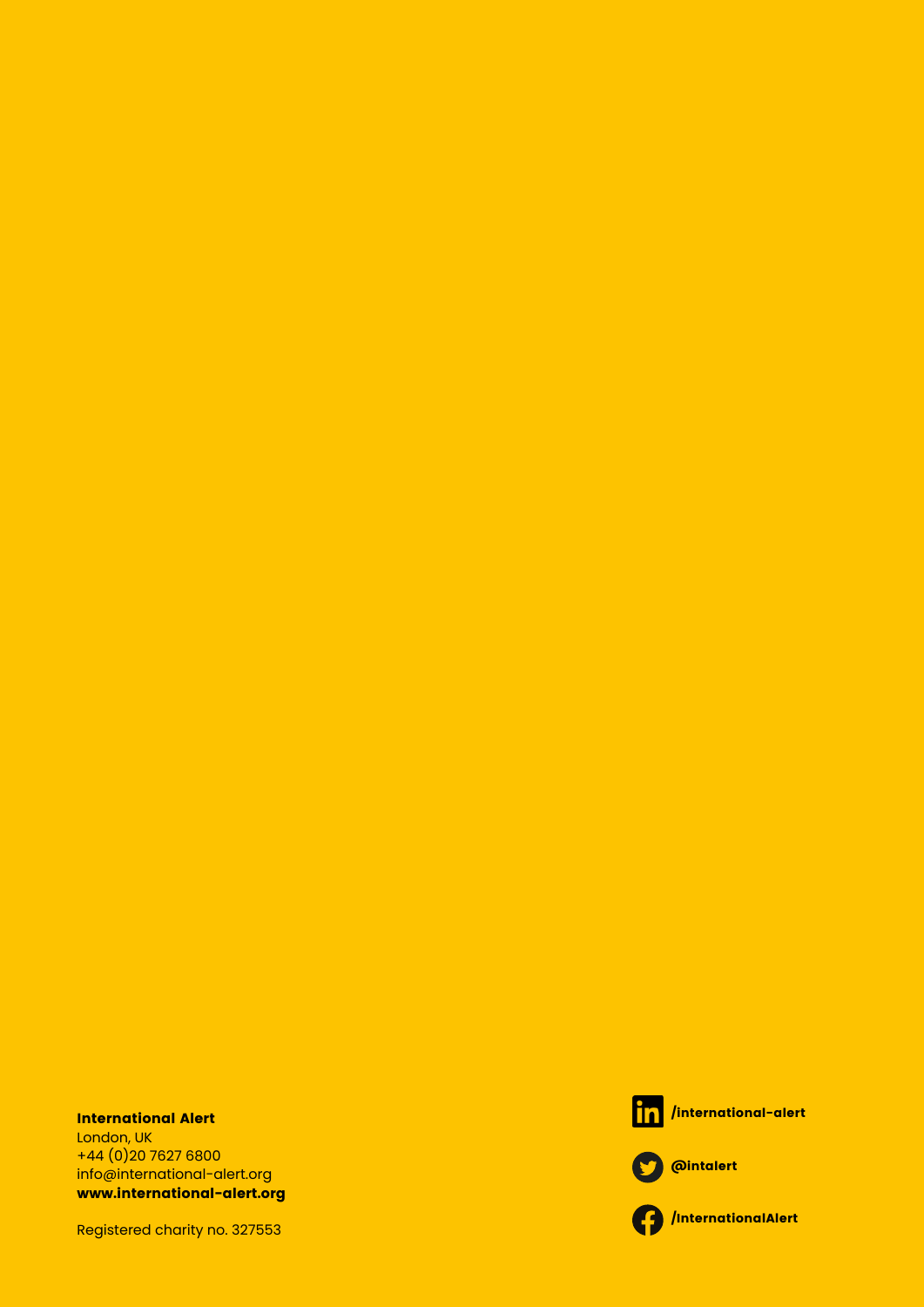**International Alert**
London, UK
+44 (0)20 7627 6800
info@international-alert.org
**www.international-alert.org**

Registered charity no. 327553

**/international-alert**

**@intalert**

**/InternationalAlert**